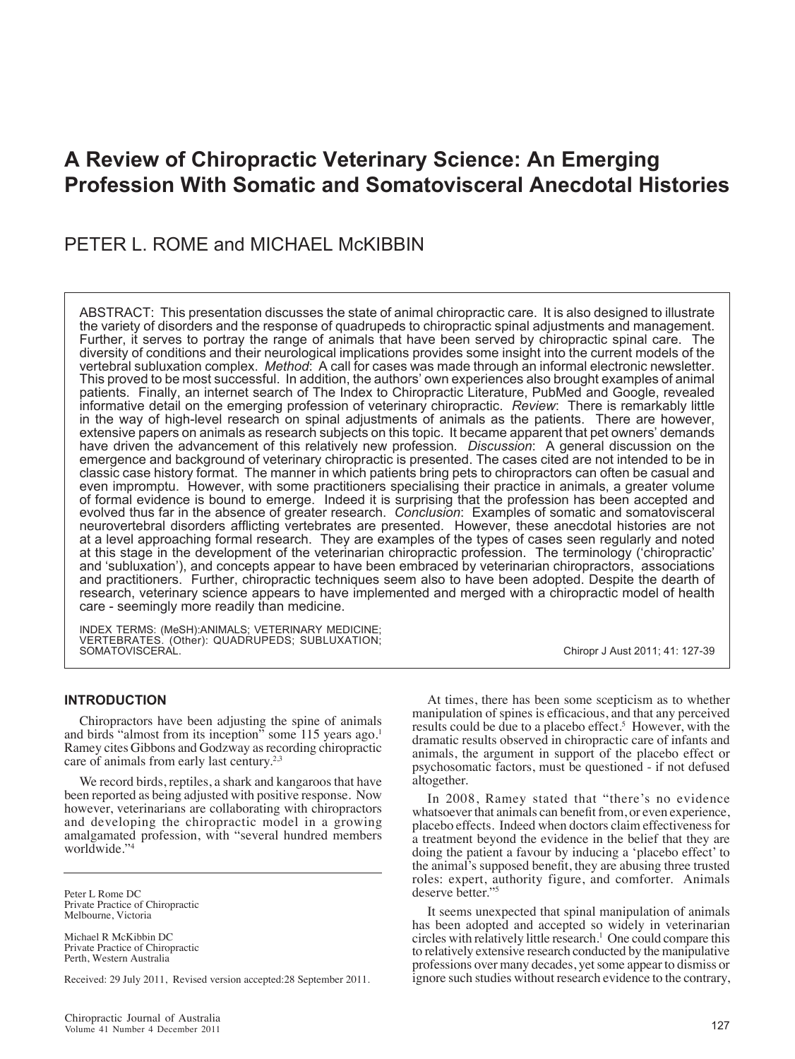# A Review of Chiropractic Veterinary Science: An Emerging Profession With Somatic and Somatovisceral Anecdotal Histories

PETER L. ROME and MICHAEL McKIBBIN

ABSTRACT: This presentation discusses the state of animal chiropractic care. It is also designed to illustrate the variety of disorders and the response of quadrupeds to chiropractic spinal adjustments and management. Further, it serves to portray the range of animals that have been served by chiropractic spinal care. The diversity of conditions and their neurological implications provides some insight into the current models of the vertebral subluxation complex. *Method*: A call for cases was made through an informal electronic newsletter. This proved to be most successful. In addition, the authors' own experiences also brought examples of animal patients. Finally, an internet search of The Index to Chiropractic Literature, PubMed and Google, revealed informative detail on the emerging profession of veterinary chiropractic. *Review*: There is remarkably little in the way of high-level research on spinal adjustments of animals as the patients. There are however, extensive papers on animals as research subjects on this topic. It became apparent that pet owners' demands have driven the advancement of this relatively new profession. *Discussion*: A general discussion on the emergence and background of veterinary chiropractic is presented. The cases cited are not intended to be in classic case history format. The manner in which patients bring pets to chiropractors can often be casual and even impromptu. However, with some practitioners specialising their practice in animals, a greater volume of formal evidence is bound to emerge. Indeed it is surprising that the profession has been accepted and evolved thus far in the absence of greater research. *Conclusion*: Examples of somatic and somatovisceral neurovertebral disorders afflicting vertebrates are presented. However, these anecdotal histories are not at a level approaching formal research. They are examples of the types of cases seen regularly and noted at this stage in the development of the veterinarian chiropractic profession. The terminology ('chiropractic' and 'subluxation'), and concepts appear to have been embraced by veterinarian chiropractors, associations and practitioners. Further, chiropractic techniques seem also to have been adopted. Despite the dearth of research, veterinary science appears to have implemented and merged with a chiropractic model of health care - seemingly more readily than medicine.

INDEX TERMS: (MeSH):ANIMALS; VETERINARY MEDICINE; VERTEBRATES. (Other): QUADRUPEDS; SUBLUXATION; SOMATOVISCERAL.

Chiropr J Aust 2011; 41: 127-39

## INTRODUCTION

Chiropractors have been adjusting the spine of animals and birds "almost from its inception" some 115 years ago.[1] Ramey cites Gibbons and Godzway as recording chiropractic care of animals from early last century.[2,3]

We record birds, reptiles, a shark and kangaroos that have been reported as being adjusted with positive response. Now however, veterinarians are collaborating with chiropractors and developing the chiropractic model in a growing amalgamated profession, with "several hundred members worldwide."[4]

Peter L Rome DC
Private Practice of Chiropractic
Melbourne, Victoria

Michael R McKibbin DC
Private Practice of Chiropractic
Perth, Western Australia

Received: 29 July 2011, Revised version accepted: 28 September 2011.

At times, there has been some scepticism as to whether manipulation of spines is efficacious, and that any perceived results could be due to a placebo effect.[5] However, with the dramatic results observed in chiropractic care of infants and animals, the argument in support of the placebo effect or psychosomatic factors, must be questioned - if not defused altogether.

In 2008, Ramey stated that "there's no evidence whatsoever that animals can benefit from, or even experience, placebo effects. Indeed when doctors claim effectiveness for a treatment beyond the evidence in the belief that they are doing the patient a favour by inducing a 'placebo effect' to the animal's supposed benefit, they are abusing three trusted roles: expert, authority figure, and comforter. Animals deserve better."[5]

It seems unexpected that spinal manipulation of animals has been adopted and accepted so widely in veterinarian circles with relatively little research.[1] One could compare this to relatively extensive research conducted by the manipulative professions over many decades, yet some appear to dismiss or ignore such studies without research evidence to the contrary,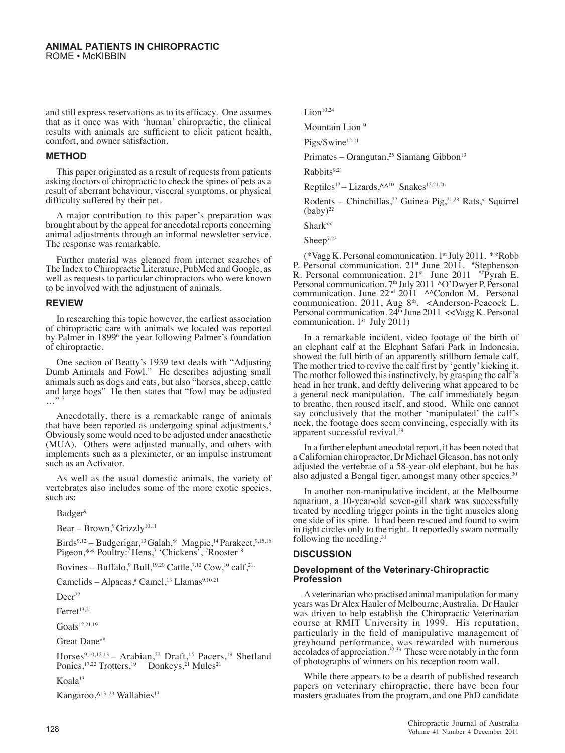and still express reservations as to its efficacy. One assumes that as it once was with 'human' chiropractic, the clinical results with animals are sufficient to elicit patient health, comfort, and owner satisfaction.

## METHOD

This paper originated as a result of requests from patients asking doctors of chiropractic to check the spines of pets as a result of aberrant behaviour, visceral symptoms, or physical difficulty suffered by their pet.

A major contribution to this paper's preparation was brought about by the appeal for anecdotal reports concerning animal adjustments through an informal newsletter service. The response was remarkable.

Further material was gleaned from internet searches of The Index to Chiropractic Literature, PubMed and Google, as well as requests to particular chiropractors who were known to be involved with the adjustment of animals.

## REVIEW

In researching this topic however, the earliest association of chiropractic care with animals we located was reported by Palmer in 1899[6] the year following Palmer's foundation of chiropractic.

One section of Beatty's 1939 text deals with "Adjusting Dumb Animals and Fowl." He describes adjusting small animals such as dogs and cats, but also "horses, sheep, cattle and large hogs" He then states that "fowl may be adjusted …"[7]

Anecdotally, there is a remarkable range of animals that have been reported as undergoing spinal adjustments.[8] Obviously some would need to be adjusted under anaesthetic (MUA). Others were adjusted manually, and others with implements such as a pleximeter, or an impulse instrument such as an Activator.

As well as the usual domestic animals, the variety of vertebrates also includes some of the more exotic species, such as:

Badger[9]

Bear – Brown,[9] Grizzly[10,11]

Birds[9,12] – Budgerigar,[13] Galah,* Magpie,[14] Parakeet,[9,15,16] Pigeon,** Poultry:[7] Hens,[7] 'Chickens',[17] Rooster[18]

Bovines – Buffalo,[9] Bull,[19,20] Cattle,[7,12] Cow,[10] calf,[21]

Camelids – Alpacas,[#] Camel,[13] Llamas[9,10,21]

Deer[22]

Ferret[13,21]

Goats[12,21,19]

Great Dane[##]

Horses[9,10,12,13] – Arabian,[22] Draft,[15] Pacers,[19] Shetland Ponies,[17,22] Trotters,[19] Donkeys,[21] Mules[21]

Koala[13]

Kangaroo,[^13,23] Wallabies[13]

Lion[10,24]

Mountain Lion[9]

Pigs/Swine[12,21]

Primates – Orangutan,[25] Siamang Gibbon[13]

Rabbits[9,21]

Reptiles[12] – Lizards,[^^10] Snakes[13,21,26]

Rodents – Chinchillas,[27] Guinea Pig,[21,28] Rats,[<] Squirrel (baby)[22]

Shark[<<]

Sheep[7,22]

(*Vagg K. Personal communication. 1st July 2011. **Robb P. Personal communication. 21st June 2011. #Stephenson R. Personal communication. 21st June 2011 ##Pyrah E. Personal communication. 7th July 2011 ^O'Dwyer P. Personal communication. June 22nd 2011 ^^Condon M. Personal communication. 2011, Aug 8th. <Anderson-Peacock L. Personal communication. 24th June 2011 <<Vagg K. Personal communication. 1st July 2011)

In a remarkable incident, video footage of the birth of an elephant calf at the Elephant Safari Park in Indonesia, showed the full birth of an apparently stillborn female calf. The mother tried to revive the calf first by 'gently' kicking it. The mother followed this instinctively, by grasping the calf's head in her trunk, and deftly delivering what appeared to be a general neck manipulation. The calf immediately began to breathe, then roused itself, and stood. While one cannot say conclusively that the mother 'manipulated' the calf's neck, the footage does seem convincing, especially with its apparent successful revival.[29]

In a further elephant anecdotal report, it has been noted that a Californian chiropractor, Dr Michael Gleason, has not only adjusted the vertebrae of a 58-year-old elephant, but he has also adjusted a Bengal tiger, amongst many other species.[30]

In another non-manipulative incident, at the Melbourne aquarium, a 10-year-old seven-gill shark was successfully treated by needling trigger points in the tight muscles along one side of its spine. It had been rescued and found to swim in tight circles only to the right. It reportedly swam normally following the needling.[31]

## DISCUSSION

### Development of the Veterinary-Chiropractic Profession

A veterinarian who practised animal manipulation for many years was Dr Alex Hauler of Melbourne, Australia. Dr Hauler was driven to help establish the Chiropractic Veterinarian course at RMIT University in 1999. His reputation, particularly in the field of manipulative management of greyhound performance, was rewarded with numerous accolades of appreciation.[32,33] These were notably in the form of photographs of winners on his reception room wall.

While there appears to be a dearth of published research papers on veterinary chiropractic, there have been four masters graduates from the program, and one PhD candidate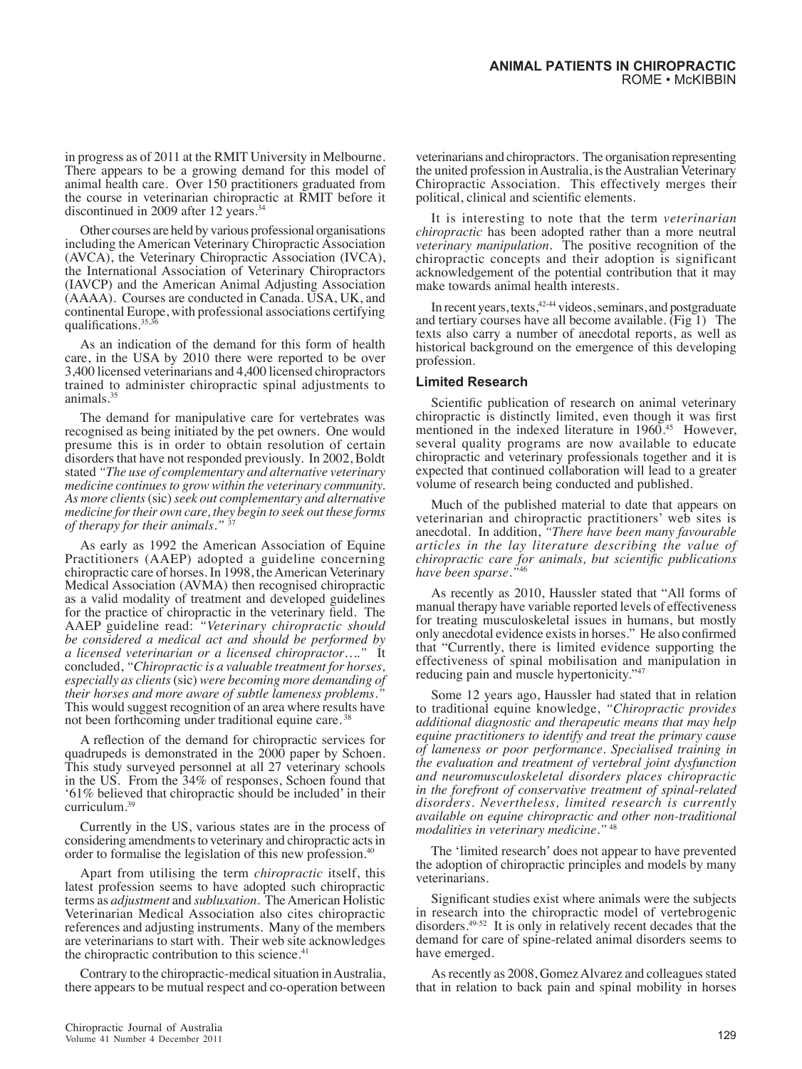in progress as of 2011 at the RMIT University in Melbourne. There appears to be a growing demand for this model of animal health care. Over 150 practitioners graduated from the course in veterinarian chiropractic at RMIT before it discontinued in 2009 after 12 years.[34]

Other courses are held by various professional organisations including the American Veterinary Chiropractic Association (AVCA), the Veterinary Chiropractic Association (IVCA), the International Association of Veterinary Chiropractors (IAVCP) and the American Animal Adjusting Association (AAAA). Courses are conducted in Canada. USA, UK, and continental Europe, with professional associations certifying qualifications.[35,36]

As an indication of the demand for this form of health care, in the USA by 2010 there were reported to be over 3,400 licensed veterinarians and 4,400 licensed chiropractors trained to administer chiropractic spinal adjustments to animals.[35]

The demand for manipulative care for vertebrates was recognised as being initiated by the pet owners. One would presume this is in order to obtain resolution of certain disorders that have not responded previously. In 2002, Boldt stated *"The use of complementary and alternative veterinary medicine continues to grow within the veterinary community. As more clients* (sic) *seek out complementary and alternative medicine for their own care, they begin to seek out these forms of therapy for their animals."* [37]

As early as 1992 the American Association of Equine Practitioners (AAEP) adopted a guideline concerning chiropractic care of horses. In 1998, the American Veterinary Medical Association (AVMA) then recognised chiropractic as a valid modality of treatment and developed guidelines for the practice of chiropractic in the veterinary field. The AAEP guideline read: *"Veterinary chiropractic should be considered a medical act and should be performed by a licensed veterinarian or a licensed chiropractor…."* It concluded, *"Chiropractic is a valuable treatment for horses, especially as clients* (sic) *were becoming more demanding of their horses and more aware of subtle lameness problems."* This would suggest recognition of an area where results have not been forthcoming under traditional equine care.[38]

A reflection of the demand for chiropractic services for quadrupeds is demonstrated in the 2000 paper by Schoen. This study surveyed personnel at all 27 veterinary schools in the US. From the 34% of responses, Schoen found that '61% believed that chiropractic should be included' in their curriculum.[39]

Currently in the US, various states are in the process of considering amendments to veterinary and chiropractic acts in order to formalise the legislation of this new profession.[40]

Apart from utilising the term *chiropractic* itself, this latest profession seems to have adopted such chiropractic terms as *adjustment* and *subluxation*. The American Holistic Veterinarian Medical Association also cites chiropractic references and adjusting instruments. Many of the members are veterinarians to start with. Their web site acknowledges the chiropractic contribution to this science.[41]

Contrary to the chiropractic-medical situation in Australia, there appears to be mutual respect and co-operation between veterinarians and chiropractors. The organisation representing the united profession in Australia, is the Australian Veterinary Chiropractic Association. This effectively merges their political, clinical and scientific elements.

It is interesting to note that the term *veterinarian chiropractic* has been adopted rather than a more neutral *veterinary manipulation*. The positive recognition of the chiropractic concepts and their adoption is significant acknowledgement of the potential contribution that it may make towards animal health interests.

In recent years, texts,[42-44] videos, seminars, and postgraduate and tertiary courses have all become available. (Fig 1) The texts also carry a number of anecdotal reports, as well as historical background on the emergence of this developing profession.

### Limited Research

Scientific publication of research on animal veterinary chiropractic is distinctly limited, even though it was first mentioned in the indexed literature in 1960.[45] However, several quality programs are now available to educate chiropractic and veterinary professionals together and it is expected that continued collaboration will lead to a greater volume of research being conducted and published.

Much of the published material to date that appears on veterinarian and chiropractic practitioners' web sites is anecdotal. In addition, *"There have been many favourable articles in the lay literature describing the value of chiropractic care for animals, but scientific publications have been sparse."*[46]

As recently as 2010, Haussler stated that "All forms of manual therapy have variable reported levels of effectiveness for treating musculoskeletal issues in humans, but mostly only anecdotal evidence exists in horses." He also confirmed that "Currently, there is limited evidence supporting the effectiveness of spinal mobilisation and manipulation in reducing pain and muscle hypertonicity."[47]

Some 12 years ago, Haussler had stated that in relation to traditional equine knowledge, *"Chiropractic provides additional diagnostic and therapeutic means that may help equine practitioners to identify and treat the primary cause of lameness or poor performance. Specialised training in the evaluation and treatment of vertebral joint dysfunction and neuromusculoskeletal disorders places chiropractic in the forefront of conservative treatment of spinal-related disorders. Nevertheless, limited research is currently available on equine chiropractic and other non-traditional modalities in veterinary medicine."* [48]

The 'limited research' does not appear to have prevented the adoption of chiropractic principles and models by many veterinarians.

Significant studies exist where animals were the subjects in research into the chiropractic model of vertebrogenic disorders.[49-52] It is only in relatively recent decades that the demand for care of spine-related animal disorders seems to have emerged.

As recently as 2008, Gomez Alvarez and colleagues stated that in relation to back pain and spinal mobility in horses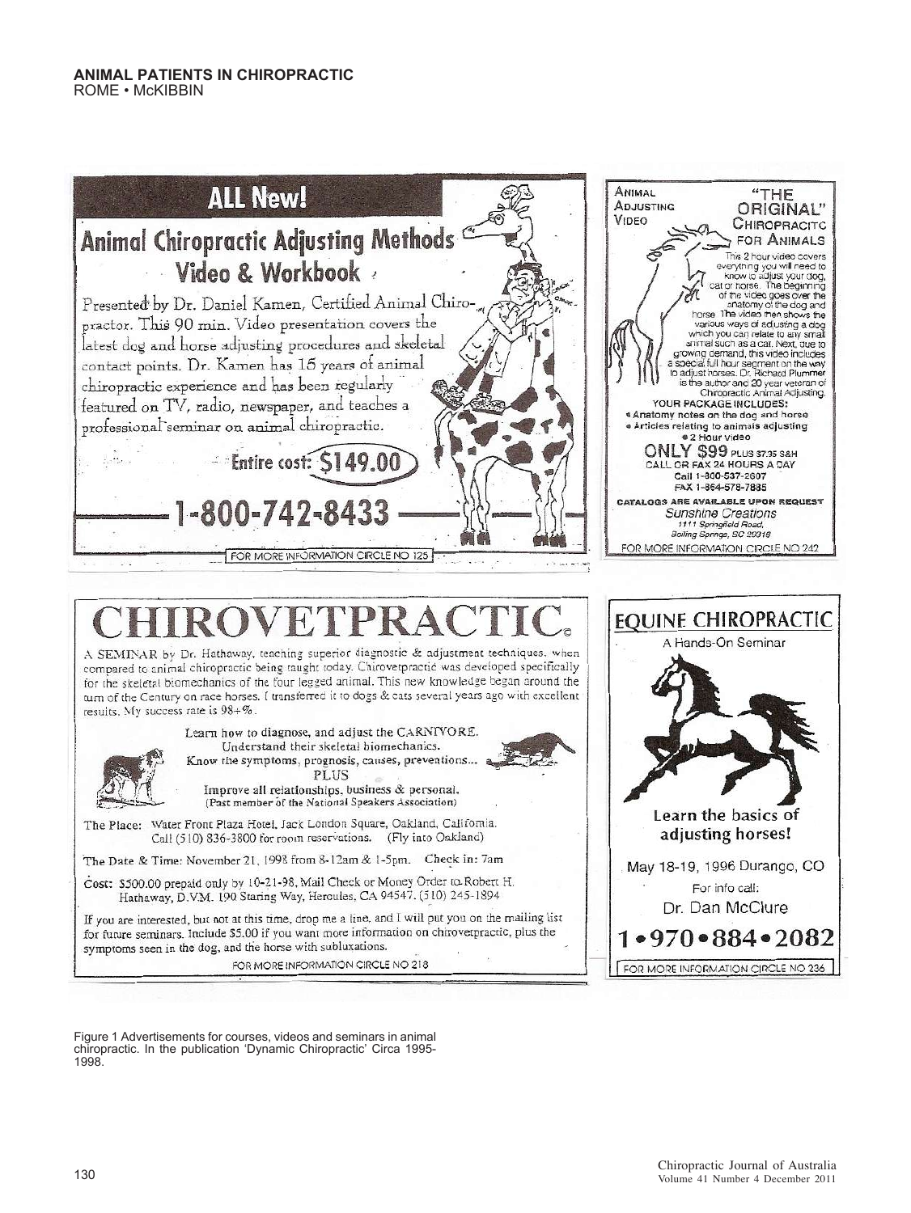**ALL New!**

## Animal Chiropractic Adjusting Methods Video & Workbook

Presented by Dr. Daniel Kamen, Certified Animal Chiropractor. This 90 min. Video presentation covers the latest dog and horse adjusting procedures and skeletal contact points. Dr. Kamen has 15 years of animal chiropractic experience and has been regularly featured on TV, radio, newspaper, and teaches a professional seminar on animal chiropractic.

Entire cost: $149.00

1-800-742-8433

FOR MORE INFORMATION CIRCLE NO 125

ANIMAL ADJUSTING VIDEO

"THE ORIGINAL" CHIROPRACITC FOR ANIMALS

This 2 hour video covers everything you will need to know to adjust your dog, cat or horse. The beginning of the video goes over the anatomy of the dog and horse. The video then shows the various ways of adjusting a dog which you can relate to any small animal such as a cat. Next, due to growing demand, this video includes a special full hour segment on the way to adjust horses. Dr. Richard Plummer is the author and 20 year veteran of Chiropractic Animal Adjusting.

YOUR PACKAGE INCLUDES:

- Anatomy notes on the dog and horse
- Articles relating to animals adjusting
- 2 Hour video

ONLY $99 PLUS $7.35 S&H

CALL OR FAX 24 HOURS A DAY

Call 1-800-537-2607

FAX 1-864-578-7885

CATALOGS ARE AVAILABLE UPON REQUEST

*Sunshine Creations*
*1111 Springfield Road,*
*Boiling Springs, SC 29316*

FOR MORE INFORMATION CIRCLE NO 242

## CHIROVETPRACTIC©

A SEMINAR by Dr. Hathaway, teaching superior diagnostic & adjustment techniques, when compared to animal chiropractic being taught today. Chirovetpractic was developed specifically for the skeletal biomechanics of the four legged animal. This new knowledge began around the turn of the Century on race horses. I transferred it to dogs & cats several years ago with excellent results. My success rate is 98+%.

Learn how to diagnose, and adjust the CARNIVORE.
Understand their skeletal biomechanics.
Know the symptoms, prognosis, causes, preventions...
PLUS
Improve all relationships, business & personal.
(Past member of the National Speakers Association)

The Place: Water Front Plaza Hotel, Jack London Square, Oakland, California. Call (510) 836-3800 for room reservations. (Fly into Oakland)

The Date & Time: November 21, 1998 from 8-12am & 1-5pm. Check in: 7am

Cost: $500.00 prepaid only by 10-21-98. Mail Check or Money Order to Robert H. Hathaway, D.V.M. 190 Staring Way, Hercules, CA 94547. (510) 245-1894

If you are interested, but not at this time, drop me a line, and I will put you on the mailing list for future seminars. Include $5.00 if you want more information on chirovetpractic, plus the symptoms seen in the dog, and the horse with subluxations.

FOR MORE INFORMATION CIRCLE NO 218

## EQUINE CHIROPRACTIC

A Hands-On Seminar

Learn the basics of adjusting horses!

May 18-19, 1996 Durango, CO

For info call:
Dr. Dan McClure

1•970•884•2082

FOR MORE INFORMATION CIRCLE NO 236

Figure 1 Advertisements for courses, videos and seminars in animal chiropractic. In the publication 'Dynamic Chiropractic' Circa 1995-1998.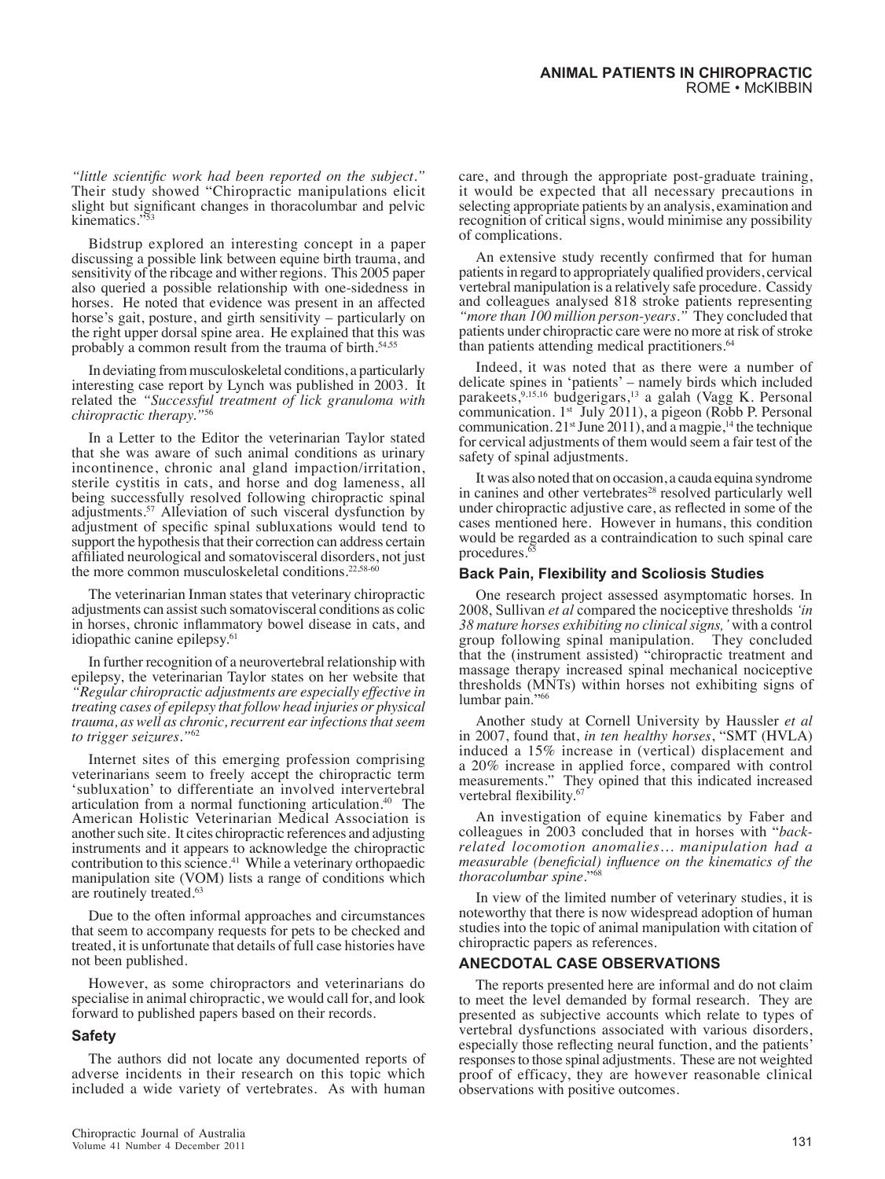*"little scientific work had been reported on the subject."* Their study showed "Chiropractic manipulations elicit slight but significant changes in thoracolumbar and pelvic kinematics."[53]

Bidstrup explored an interesting concept in a paper discussing a possible link between equine birth trauma, and sensitivity of the ribcage and wither regions. This 2005 paper also queried a possible relationship with one-sidedness in horses. He noted that evidence was present in an affected horse's gait, posture, and girth sensitivity – particularly on the right upper dorsal spine area. He explained that this was probably a common result from the trauma of birth.[54,55]

In deviating from musculoskeletal conditions, a particularly interesting case report by Lynch was published in 2003. It related the *"Successful treatment of lick granuloma with chiropractic therapy."*[56]

In a Letter to the Editor the veterinarian Taylor stated that she was aware of such animal conditions as urinary incontinence, chronic anal gland impaction/irritation, sterile cystitis in cats, and horse and dog lameness, all being successfully resolved following chiropractic spinal adjustments.[57] Alleviation of such visceral dysfunction by adjustment of specific spinal subluxations would tend to support the hypothesis that their correction can address certain affiliated neurological and somatovisceral disorders, not just the more common musculoskeletal conditions.[22,58-60]

The veterinarian Inman states that veterinary chiropractic adjustments can assist such somatovisceral conditions as colic in horses, chronic inflammatory bowel disease in cats, and idiopathic canine epilepsy.[61]

In further recognition of a neurovertebral relationship with epilepsy, the veterinarian Taylor states on her website that *"Regular chiropractic adjustments are especially effective in treating cases of epilepsy that follow head injuries or physical trauma, as well as chronic, recurrent ear infections that seem to trigger seizures."*[62]

Internet sites of this emerging profession comprising veterinarians seem to freely accept the chiropractic term 'subluxation' to differentiate an involved intervertebral articulation from a normal functioning articulation.[40] The American Holistic Veterinarian Medical Association is another such site. It cites chiropractic references and adjusting instruments and it appears to acknowledge the chiropractic contribution to this science.[41] While a veterinary orthopaedic manipulation site (VOM) lists a range of conditions which are routinely treated.[63]

Due to the often informal approaches and circumstances that seem to accompany requests for pets to be checked and treated, it is unfortunate that details of full case histories have not been published.

However, as some chiropractors and veterinarians do specialise in animal chiropractic, we would call for, and look forward to published papers based on their records.

### Safety

The authors did not locate any documented reports of adverse incidents in their research on this topic which included a wide variety of vertebrates. As with human care, and through the appropriate post-graduate training, it would be expected that all necessary precautions in selecting appropriate patients by an analysis, examination and recognition of critical signs, would minimise any possibility of complications.

An extensive study recently confirmed that for human patients in regard to appropriately qualified providers, cervical vertebral manipulation is a relatively safe procedure. Cassidy and colleagues analysed 818 stroke patients representing *"more than 100 million person-years."* They concluded that patients under chiropractic care were no more at risk of stroke than patients attending medical practitioners.[64]

Indeed, it was noted that as there were a number of delicate spines in 'patients' – namely birds which included parakeets,[9,15,16] budgerigars,[13] a galah (Vagg K. Personal communication. 1st July 2011), a pigeon (Robb P. Personal communication. 21st June 2011), and a magpie,[14] the technique for cervical adjustments of them would seem a fair test of the safety of spinal adjustments.

It was also noted that on occasion, a cauda equina syndrome in canines and other vertebrates[28] resolved particularly well under chiropractic adjustive care, as reflected in some of the cases mentioned here. However in humans, this condition would be regarded as a contraindication to such spinal care procedures.[65]

### Back Pain, Flexibility and Scoliosis Studies

One research project assessed asymptomatic horses. In 2008, Sullivan *et al* compared the nociceptive thresholds *'in 38 mature horses exhibiting no clinical signs,'* with a control group following spinal manipulation. They concluded that the (instrument assisted) "chiropractic treatment and massage therapy increased spinal mechanical nociceptive thresholds (MNTs) within horses not exhibiting signs of lumbar pain."[66]

Another study at Cornell University by Haussler *et al* in 2007, found that, *in ten healthy horses*, "SMT (HVLA) induced a 15% increase in (vertical) displacement and a 20% increase in applied force, compared with control measurements." They opined that this indicated increased vertebral flexibility.[67]

An investigation of equine kinematics by Faber and colleagues in 2003 concluded that in horses with "*back-related locomotion anomalies… manipulation had a measurable (beneficial) influence on the kinematics of the thoracolumbar spine*."[68]

In view of the limited number of veterinary studies, it is noteworthy that there is now widespread adoption of human studies into the topic of animal manipulation with citation of chiropractic papers as references.

## ANECDOTAL CASE OBSERVATIONS

The reports presented here are informal and do not claim to meet the level demanded by formal research. They are presented as subjective accounts which relate to types of vertebral dysfunctions associated with various disorders, especially those reflecting neural function, and the patients' responses to those spinal adjustments. These are not weighted proof of efficacy, they are however reasonable clinical observations with positive outcomes.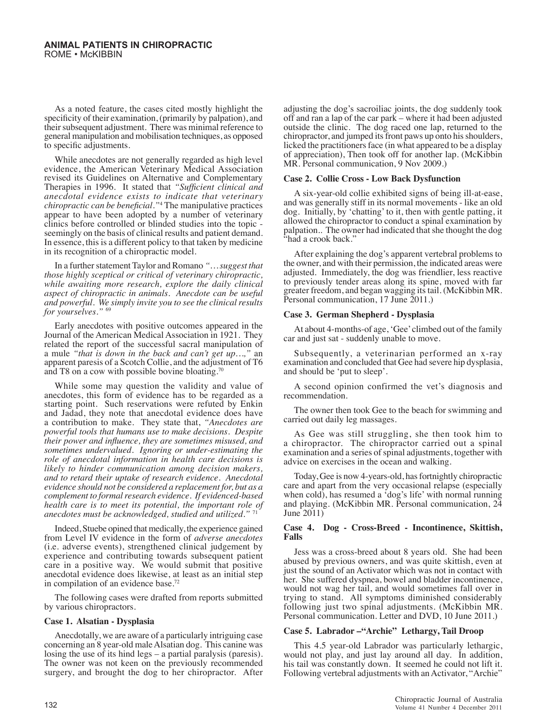As a noted feature, the cases cited mostly highlight the specificity of their examination, (primarily by palpation), and their subsequent adjustment. There was minimal reference to general manipulation and mobilisation techniques, as opposed to specific adjustments.

While anecdotes are not generally regarded as high level evidence, the American Veterinary Medical Association revised its Guidelines on Alternative and Complementary Therapies in 1996. It stated that *"Sufficient clinical and anecdotal evidence exists to indicate that veterinary chiropractic can be beneficial."*[4] The manipulative practices appear to have been adopted by a number of veterinary clinics before controlled or blinded studies into the topic - seemingly on the basis of clinical results and patient demand. In essence, this is a different policy to that taken by medicine in its recognition of a chiropractic model.

In a further statement Taylor and Romano *"…suggest that those highly sceptical or critical of veterinary chiropractic, while awaiting more research, explore the daily clinical aspect of chiropractic in animals. Anecdote can be useful and powerful. We simply invite you to see the clinical results for yourselves."* [69]

Early anecdotes with positive outcomes appeared in the Journal of the American Medical Association in 1921. They related the report of the successful sacral manipulation of a mule *"that is down in the back and can't get up…,"* an apparent paresis of a Scotch Collie, and the adjustment of T6 and T8 on a cow with possible bovine bloating.[70]

While some may question the validity and value of anecdotes, this form of evidence has to be regarded as a starting point. Such reservations were refuted by Enkin and Jadad, they note that anecdotal evidence does have a contribution to make. They state that, *"Anecdotes are powerful tools that humans use to make decisions. Despite their power and influence, they are sometimes misused, and sometimes undervalued. Ignoring or under-estimating the role of anecdotal information in health care decisions is likely to hinder communication among decision makers, and to retard their uptake of research evidence. Anecdotal evidence should not be considered a replacement for, but as a complement to formal research evidence. If evidenced-based health care is to meet its potential, the important role of anecdotes must be acknowledged, studied and utilized."* [71]

Indeed, Stuebe opined that medically, the experience gained from Level IV evidence in the form of *adverse anecdotes* (i.e. adverse events), strengthened clinical judgement by experience and contributing towards subsequent patient care in a positive way. We would submit that positive anecdotal evidence does likewise, at least as an initial step in compilation of an evidence base.[72]

The following cases were drafted from reports submitted by various chiropractors.

### Case 1. Alsatian - Dysplasia

Anecdotally, we are aware of a particularly intriguing case concerning an 8 year-old male Alsatian dog. This canine was losing the use of its hind legs – a partial paralysis (paresis). The owner was not keen on the previously recommended surgery, and brought the dog to her chiropractor. After adjusting the dog's sacroiliac joints, the dog suddenly took off and ran a lap of the car park – where it had been adjusted outside the clinic. The dog raced one lap, returned to the chiropractor, and jumped its front paws up onto his shoulders, licked the practitioners face (in what appeared to be a display of appreciation), Then took off for another lap. (McKibbin MR. Personal communication, 9 Nov 2009.)

### Case 2. Collie Cross - Low Back Dysfunction

A six-year-old collie exhibited signs of being ill-at-ease, and was generally stiff in its normal movements - like an old dog. Initially, by 'chatting' to it, then with gentle patting, it allowed the chiropractor to conduct a spinal examination by palpation.. The owner had indicated that she thought the dog "had a crook back."

After explaining the dog's apparent vertebral problems to the owner, and with their permission, the indicated areas were adjusted. Immediately, the dog was friendlier, less reactive to previously tender areas along its spine, moved with far greater freedom, and began wagging its tail. (McKibbin MR. Personal communication, 17 June 2011.)

### Case 3. German Shepherd - Dysplasia

At about 4-months-of age, 'Gee' climbed out of the family car and just sat - suddenly unable to move.

Subsequently, a veterinarian performed an x-ray examination and concluded that Gee had severe hip dysplasia, and should be 'put to sleep'.

A second opinion confirmed the vet's diagnosis and recommendation.

The owner then took Gee to the beach for swimming and carried out daily leg massages.

As Gee was still struggling, she then took him to a chiropractor. The chiropractor carried out a spinal examination and a series of spinal adjustments, together with advice on exercises in the ocean and walking.

Today, Gee is now 4-years-old, has fortnightly chiropractic care and apart from the very occasional relapse (especially when cold), has resumed a 'dog's life' with normal running and playing. (McKibbin MR. Personal communication, 24 June 2011)

### Case 4. Dog - Cross-Breed - Incontinence, Skittish, Falls

Jess was a cross-breed about 8 years old. She had been abused by previous owners, and was quite skittish, even at just the sound of an Activator which was not in contact with her. She suffered dyspnea, bowel and bladder incontinence, would not wag her tail, and would sometimes fall over in trying to stand. All symptoms diminished considerably following just two spinal adjustments. (McKibbin MR. Personal communication. Letter and DVD, 10 June 2011.)

### Case 5. Labrador –"Archie" Lethargy, Tail Droop

This 4.5 year-old Labrador was particularly lethargic, would not play, and just lay around all day. In addition, his tail was constantly down. It seemed he could not lift it. Following vertebral adjustments with an Activator, "Archie"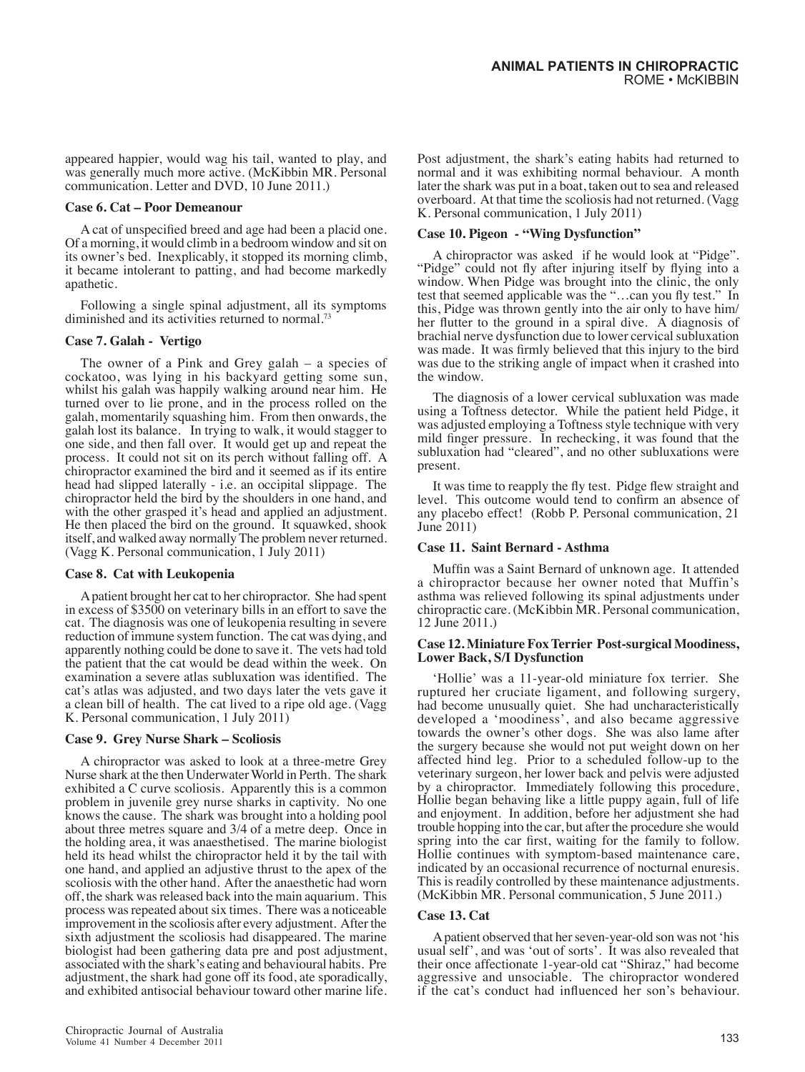appeared happier, would wag his tail, wanted to play, and was generally much more active. (McKibbin MR. Personal communication. Letter and DVD, 10 June 2011.)

### Case 6. Cat – Poor Demeanour

A cat of unspecified breed and age had been a placid one. Of a morning, it would climb in a bedroom window and sit on its owner's bed. Inexplicably, it stopped its morning climb, it became intolerant to patting, and had become markedly apathetic.

Following a single spinal adjustment, all its symptoms diminished and its activities returned to normal.[73]

### Case 7. Galah - Vertigo

The owner of a Pink and Grey galah – a species of cockatoo, was lying in his backyard getting some sun, whilst his galah was happily walking around near him. He turned over to lie prone, and in the process rolled on the galah, momentarily squashing him. From then onwards, the galah lost its balance. In trying to walk, it would stagger to one side, and then fall over. It would get up and repeat the process. It could not sit on its perch without falling off. A chiropractor examined the bird and it seemed as if its entire head had slipped laterally - i.e. an occipital slippage. The chiropractor held the bird by the shoulders in one hand, and with the other grasped it's head and applied an adjustment. He then placed the bird on the ground. It squawked, shook itself, and walked away normally The problem never returned. (Vagg K. Personal communication, 1 July 2011)

### Case 8. Cat with Leukopenia

A patient brought her cat to her chiropractor. She had spent in excess of $3500 on veterinary bills in an effort to save the cat. The diagnosis was one of leukopenia resulting in severe reduction of immune system function. The cat was dying, and apparently nothing could be done to save it. The vets had told the patient that the cat would be dead within the week. On examination a severe atlas subluxation was identified. The cat's atlas was adjusted, and two days later the vets gave it a clean bill of health. The cat lived to a ripe old age. (Vagg K. Personal communication, 1 July 2011)

### Case 9. Grey Nurse Shark – Scoliosis

A chiropractor was asked to look at a three-metre Grey Nurse shark at the then Underwater World in Perth. The shark exhibited a C curve scoliosis. Apparently this is a common problem in juvenile grey nurse sharks in captivity. No one knows the cause. The shark was brought into a holding pool about three metres square and 3/4 of a metre deep. Once in the holding area, it was anaesthetised. The marine biologist held its head whilst the chiropractor held it by the tail with one hand, and applied an adjustive thrust to the apex of the scoliosis with the other hand. After the anaesthetic had worn off, the shark was released back into the main aquarium. This process was repeated about six times. There was a noticeable improvement in the scoliosis after every adjustment. After the sixth adjustment the scoliosis had disappeared. The marine biologist had been gathering data pre and post adjustment, associated with the shark's eating and behavioural habits. Pre adjustment, the shark had gone off its food, ate sporadically, and exhibited antisocial behaviour toward other marine life. Post adjustment, the shark's eating habits had returned to normal and it was exhibiting normal behaviour. A month later the shark was put in a boat, taken out to sea and released overboard. At that time the scoliosis had not returned. (Vagg K. Personal communication, 1 July 2011)

### Case 10. Pigeon - "Wing Dysfunction"

A chiropractor was asked if he would look at "Pidge". "Pidge" could not fly after injuring itself by flying into a window. When Pidge was brought into the clinic, the only test that seemed applicable was the "…can you fly test." In this, Pidge was thrown gently into the air only to have him/her flutter to the ground in a spiral dive. A diagnosis of brachial nerve dysfunction due to lower cervical subluxation was made. It was firmly believed that this injury to the bird was due to the striking angle of impact when it crashed into the window.

The diagnosis of a lower cervical subluxation was made using a Toftness detector. While the patient held Pidge, it was adjusted employing a Toftness style technique with very mild finger pressure. In rechecking, it was found that the subluxation had "cleared", and no other subluxations were present.

It was time to reapply the fly test. Pidge flew straight and level. This outcome would tend to confirm an absence of any placebo effect! (Robb P. Personal communication, 21 June 2011)

### Case 11. Saint Bernard - Asthma

Muffin was a Saint Bernard of unknown age. It attended a chiropractor because her owner noted that Muffin's asthma was relieved following its spinal adjustments under chiropractic care. (McKibbin MR. Personal communication, 12 June 2011.)

### Case 12. Miniature Fox Terrier Post-surgical Moodiness, Lower Back, S/I Dysfunction

'Hollie' was a 11-year-old miniature fox terrier. She ruptured her cruciate ligament, and following surgery, had become unusually quiet. She had uncharacteristically developed a 'moodiness', and also became aggressive towards the owner's other dogs. She was also lame after the surgery because she would not put weight down on her affected hind leg. Prior to a scheduled follow-up to the veterinary surgeon, her lower back and pelvis were adjusted by a chiropractor. Immediately following this procedure, Hollie began behaving like a little puppy again, full of life and enjoyment. In addition, before her adjustment she had trouble hopping into the car, but after the procedure she would spring into the car first, waiting for the family to follow. Hollie continues with symptom-based maintenance care, indicated by an occasional recurrence of nocturnal enuresis. This is readily controlled by these maintenance adjustments. (McKibbin MR. Personal communication, 5 June 2011.)

### Case 13. Cat

A patient observed that her seven-year-old son was not 'his usual self', and was 'out of sorts'. It was also revealed that their once affectionate 1-year-old cat "Shiraz," had become aggressive and unsociable. The chiropractor wondered if the cat's conduct had influenced her son's behaviour.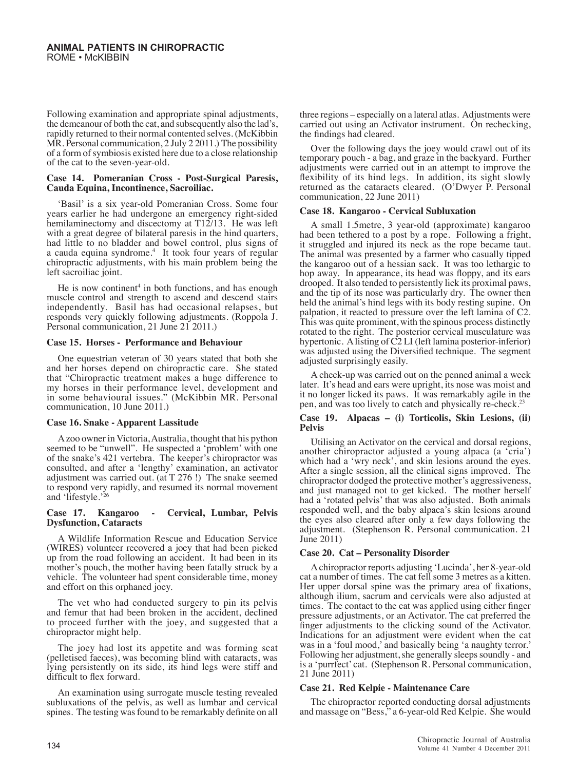Following examination and appropriate spinal adjustments, the demeanour of both the cat, and subsequently also the lad's, rapidly returned to their normal contented selves. (McKibbin MR. Personal communication, 2 July 2 2011.) The possibility of a form of symbiosis existed here due to a close relationship of the cat to the seven-year-old.

#### Case 14. Pomeranian Cross - Post-Surgical Paresis, Cauda Equina, Incontinence, Sacroiliac.

'Basil' is a six year-old Pomeranian Cross. Some four years earlier he had undergone an emergency right-sided hemilaminectomy and discectomy at T12/13. He was left with a great degree of bilateral paresis in the hind quarters, had little to no bladder and bowel control, plus signs of a cauda equina syndrome.[4] It took four years of regular chiropractic adjustments, with his main problem being the left sacroiliac joint.

He is now continent[4] in both functions, and has enough muscle control and strength to ascend and descend stairs independently. Basil has had occasional relapses, but responds very quickly following adjustments. (Roppola J. Personal communication, 21 June 21 2011.)

#### Case 15. Horses - Performance and Behaviour

One equestrian veteran of 30 years stated that both she and her horses depend on chiropractic care. She stated that "Chiropractic treatment makes a huge difference to my horses in their performance level, development and in some behavioural issues." (McKibbin MR. Personal communication, 10 June 2011.)

#### Case 16. Snake - Apparent Lassitude

A zoo owner in Victoria, Australia, thought that his python seemed to be "unwell". He suspected a 'problem' with one of the snake's 421 vertebra. The keeper's chiropractor was consulted, and after a 'lengthy' examination, an activator adjustment was carried out. (at T 276 !) The snake seemed to respond very rapidly, and resumed its normal movement and 'lifestyle.'[26]

#### Case 17. Kangaroo - Cervical, Lumbar, Pelvis Dysfunction, Cataracts

A Wildlife Information Rescue and Education Service (WIRES) volunteer recovered a joey that had been picked up from the road following an accident. It had been in its mother's pouch, the mother having been fatally struck by a vehicle. The volunteer had spent considerable time, money and effort on this orphaned joey.

The vet who had conducted surgery to pin its pelvis and femur that had been broken in the accident, declined to proceed further with the joey, and suggested that a chiropractor might help.

The joey had lost its appetite and was forming scat (pelletised faeces), was becoming blind with cataracts, was lying persistently on its side, its hind legs were stiff and difficult to flex forward.

An examination using surrogate muscle testing revealed subluxations of the pelvis, as well as lumbar and cervical spines. The testing was found to be remarkably definite on all three regions – especially on a lateral atlas. Adjustments were carried out using an Activator instrument. On rechecking, the findings had cleared.

Over the following days the joey would crawl out of its temporary pouch - a bag, and graze in the backyard. Further adjustments were carried out in an attempt to improve the flexibility of its hind legs. In addition, its sight slowly returned as the cataracts cleared. (O'Dwyer P. Personal communication, 22 June 2011)

#### Case 18. Kangaroo - Cervical Subluxation

A small 1.5metre, 3 year-old (approximate) kangaroo had been tethered to a post by a rope. Following a fright, it struggled and injured its neck as the rope became taut. The animal was presented by a farmer who casually tipped the kangaroo out of a hessian sack. It was too lethargic to hop away. In appearance, its head was floppy, and its ears drooped. It also tended to persistently lick its proximal paws, and the tip of its nose was particularly dry. The owner then held the animal's hind legs with its body resting supine. On palpation, it reacted to pressure over the left lamina of C2. This was quite prominent, with the spinous process distinctly rotated to the right. The posterior cervical musculature was hypertonic. A listing of C2 LI (left lamina posterior-inferior) was adjusted using the Diversified technique. The segment adjusted surprisingly easily.

A check-up was carried out on the penned animal a week later. It's head and ears were upright, its nose was moist and it no longer licked its paws. It was remarkably agile in the pen, and was too lively to catch and physically re-check.[23]

#### Case 19. Alpacas – (i) Torticolis, Skin Lesions, (ii) Pelvis

Utilising an Activator on the cervical and dorsal regions, another chiropractor adjusted a young alpaca (a 'cria') which had a 'wry neck', and skin lesions around the eyes. After a single session, all the clinical signs improved. The chiropractor dodged the protective mother's aggressiveness, and just managed not to get kicked. The mother herself had a 'rotated pelvis' that was also adjusted. Both animals responded well, and the baby alpaca's skin lesions around the eyes also cleared after only a few days following the adjustment. (Stephenson R. Personal communication. 21 June 2011)

#### Case 20. Cat – Personality Disorder

A chiropractor reports adjusting 'Lucinda', her 8-year-old cat a number of times. The cat fell some 3 metres as a kitten. Her upper dorsal spine was the primary area of fixations, although ilium, sacrum and cervicals were also adjusted at times. The contact to the cat was applied using either finger pressure adjustments, or an Activator. The cat preferred the finger adjustments to the clicking sound of the Activator. Indications for an adjustment were evident when the cat was in a 'foul mood,' and basically being 'a naughty terror.' Following her adjustment, she generally sleeps soundly - and is a 'purrfect' cat. (Stephenson R. Personal communication, 21 June 2011)

#### Case 21. Red Kelpie - Maintenance Care

The chiropractor reported conducting dorsal adjustments and massage on "Bess," a 6-year-old Red Kelpie. She would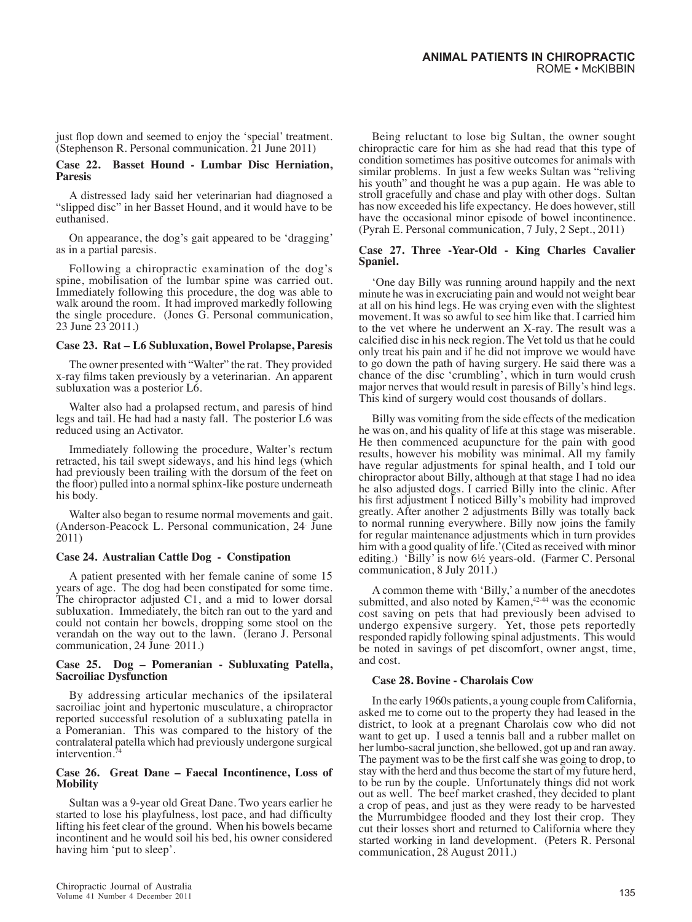just flop down and seemed to enjoy the 'special' treatment. (Stephenson R. Personal communication. 21 June 2011)

### Case 22. Basset Hound - Lumbar Disc Herniation, Paresis

A distressed lady said her veterinarian had diagnosed a "slipped disc" in her Basset Hound, and it would have to be euthanised.

On appearance, the dog's gait appeared to be 'dragging' as in a partial paresis.

Following a chiropractic examination of the dog's spine, mobilisation of the lumbar spine was carried out. Immediately following this procedure, the dog was able to walk around the room. It had improved markedly following the single procedure. (Jones G. Personal communication, 23 June 23 2011.)

### Case 23. Rat – L6 Subluxation, Bowel Prolapse, Paresis

The owner presented with "Walter" the rat. They provided x-ray films taken previously by a veterinarian. An apparent subluxation was a posterior L6.

Walter also had a prolapsed rectum, and paresis of hind legs and tail. He had had a nasty fall. The posterior L6 was reduced using an Activator.

Immediately following the procedure, Walter's rectum retracted, his tail swept sideways, and his hind legs (which had previously been trailing with the dorsum of the feet on the floor) pulled into a normal sphinx-like posture underneath his body.

Walter also began to resume normal movements and gait. (Anderson-Peacock L. Personal communication, 24 June 2011)

### Case 24. Australian Cattle Dog - Constipation

A patient presented with her female canine of some 15 years of age. The dog had been constipated for some time. The chiropractor adjusted C1, and a mid to lower dorsal subluxation. Immediately, the bitch ran out to the yard and could not contain her bowels, dropping some stool on the verandah on the way out to the lawn. (Ierano J. Personal communication, 24 June 2011.)

### Case 25. Dog – Pomeranian - Subluxating Patella, Sacroiliac Dysfunction

By addressing articular mechanics of the ipsilateral sacroiliac joint and hypertonic musculature, a chiropractor reported successful resolution of a subluxating patella in a Pomeranian. This was compared to the history of the contralateral patella which had previously undergone surgical intervention.[74]

### Case 26. Great Dane – Faecal Incontinence, Loss of Mobility

Sultan was a 9-year old Great Dane. Two years earlier he started to lose his playfulness, lost pace, and had difficulty lifting his feet clear of the ground. When his bowels became incontinent and he would soil his bed, his owner considered having him 'put to sleep'.

Being reluctant to lose big Sultan, the owner sought chiropractic care for him as she had read that this type of condition sometimes has positive outcomes for animals with similar problems. In just a few weeks Sultan was "reliving his youth" and thought he was a pup again. He was able to stroll gracefully and chase and play with other dogs. Sultan has now exceeded his life expectancy. He does however, still have the occasional minor episode of bowel incontinence. (Pyrah E. Personal communication, 7 July, 2 Sept., 2011)

### Case 27. Three -Year-Old - King Charles Cavalier Spaniel.

'One day Billy was running around happily and the next minute he was in excruciating pain and would not weight bear at all on his hind legs. He was crying even with the slightest movement. It was so awful to see him like that. I carried him to the vet where he underwent an X-ray. The result was a calcified disc in his neck region. The Vet told us that he could only treat his pain and if he did not improve we would have to go down the path of having surgery. He said there was a chance of the disc 'crumbling', which in turn would crush major nerves that would result in paresis of Billy's hind legs. This kind of surgery would cost thousands of dollars.

Billy was vomiting from the side effects of the medication he was on, and his quality of life at this stage was miserable. He then commenced acupuncture for the pain with good results, however his mobility was minimal. All my family have regular adjustments for spinal health, and I told our chiropractor about Billy, although at that stage I had no idea he also adjusted dogs. I carried Billy into the clinic. After his first adjustment I noticed Billy's mobility had improved greatly. After another 2 adjustments Billy was totally back to normal running everywhere. Billy now joins the family for regular maintenance adjustments which in turn provides him with a good quality of life.'(Cited as received with minor editing.) 'Billy' is now 6½ years-old. (Farmer C. Personal communication, 8 July 2011.)

A common theme with 'Billy,' a number of the anecdotes submitted, and also noted by Kamen,[42-44] was the economic cost saving on pets that had previously been advised to undergo expensive surgery. Yet, those pets reportedly responded rapidly following spinal adjustments. This would be noted in savings of pet discomfort, owner angst, time, and cost.

### Case 28. Bovine - Charolais Cow

In the early 1960s patients, a young couple from California, asked me to come out to the property they had leased in the district, to look at a pregnant Charolais cow who did not want to get up. I used a tennis ball and a rubber mallet on her lumbo-sacral junction, she bellowed, got up and ran away. The payment was to be the first calf she was going to drop, to stay with the herd and thus become the start of my future herd, to be run by the couple. Unfortunately things did not work out as well. The beef market crashed, they decided to plant a crop of peas, and just as they were ready to be harvested the Murrumbidgee flooded and they lost their crop. They cut their losses short and returned to California where they started working in land development. (Peters R. Personal communication, 28 August 2011.)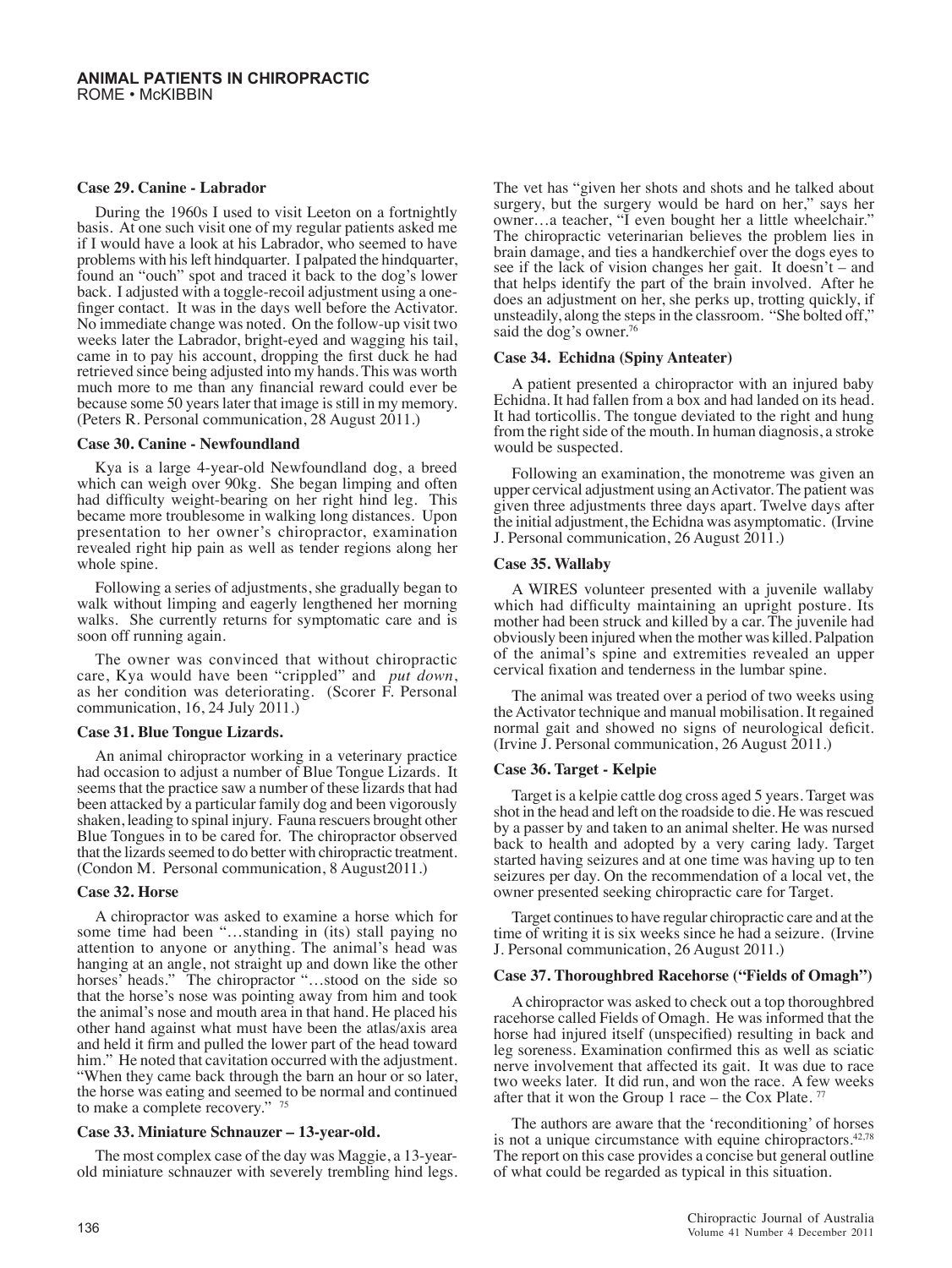### Case 29. Canine - Labrador

During the 1960s I used to visit Leeton on a fortnightly basis. At one such visit one of my regular patients asked me if I would have a look at his Labrador, who seemed to have problems with his left hindquarter. I palpated the hindquarter, found an "ouch" spot and traced it back to the dog's lower back. I adjusted with a toggle-recoil adjustment using a one-finger contact. It was in the days well before the Activator. No immediate change was noted. On the follow-up visit two weeks later the Labrador, bright-eyed and wagging his tail, came in to pay his account, dropping the first duck he had retrieved since being adjusted into my hands. This was worth much more to me than any financial reward could ever be because some 50 years later that image is still in my memory. (Peters R. Personal communication, 28 August 2011.)

### Case 30. Canine - Newfoundland

Kya is a large 4-year-old Newfoundland dog, a breed which can weigh over 90kg. She began limping and often had difficulty weight-bearing on her right hind leg. This became more troublesome in walking long distances. Upon presentation to her owner's chiropractor, examination revealed right hip pain as well as tender regions along her whole spine.

Following a series of adjustments, she gradually began to walk without limping and eagerly lengthened her morning walks. She currently returns for symptomatic care and is soon off running again.

The owner was convinced that without chiropractic care, Kya would have been "crippled" and *put down*, as her condition was deteriorating. (Scorer F. Personal communication, 16, 24 July 2011.)

### Case 31. Blue Tongue Lizards.

An animal chiropractor working in a veterinary practice had occasion to adjust a number of Blue Tongue Lizards. It seems that the practice saw a number of these lizards that had been attacked by a particular family dog and been vigorously shaken, leading to spinal injury. Fauna rescuers brought other Blue Tongues in to be cared for. The chiropractor observed that the lizards seemed to do better with chiropractic treatment. (Condon M. Personal communication, 8 August2011.)

### Case 32. Horse

A chiropractor was asked to examine a horse which for some time had been "…standing in (its) stall paying no attention to anyone or anything. The animal's head was hanging at an angle, not straight up and down like the other horses' heads." The chiropractor "…stood on the side so that the horse's nose was pointing away from him and took the animal's nose and mouth area in that hand. He placed his other hand against what must have been the atlas/axis area and held it firm and pulled the lower part of the head toward him." He noted that cavitation occurred with the adjustment. "When they came back through the barn an hour or so later, the horse was eating and seemed to be normal and continued to make a complete recovery." [75]

### Case 33. Miniature Schnauzer – 13-year-old.

The most complex case of the day was Maggie, a 13-year-old miniature schnauzer with severely trembling hind legs. The vet has "given her shots and shots and he talked about surgery, but the surgery would be hard on her," says her owner…a teacher, "I even bought her a little wheelchair." The chiropractic veterinarian believes the problem lies in brain damage, and ties a handkerchief over the dogs eyes to see if the lack of vision changes her gait. It doesn't – and that helps identify the part of the brain involved. After he does an adjustment on her, she perks up, trotting quickly, if unsteadily, along the steps in the classroom. "She bolted off," said the dog's owner.[76]

### Case 34. Echidna (Spiny Anteater)

A patient presented a chiropractor with an injured baby Echidna. It had fallen from a box and had landed on its head. It had torticollis. The tongue deviated to the right and hung from the right side of the mouth. In human diagnosis, a stroke would be suspected.

Following an examination, the monotreme was given an upper cervical adjustment using an Activator. The patient was given three adjustments three days apart. Twelve days after the initial adjustment, the Echidna was asymptomatic. (Irvine J. Personal communication, 26 August 2011.)

### Case 35. Wallaby

A WIRES volunteer presented with a juvenile wallaby which had difficulty maintaining an upright posture. Its mother had been struck and killed by a car. The juvenile had obviously been injured when the mother was killed. Palpation of the animal's spine and extremities revealed an upper cervical fixation and tenderness in the lumbar spine.

The animal was treated over a period of two weeks using the Activator technique and manual mobilisation. It regained normal gait and showed no signs of neurological deficit. (Irvine J. Personal communication, 26 August 2011.)

### Case 36. Target - Kelpie

Target is a kelpie cattle dog cross aged 5 years. Target was shot in the head and left on the roadside to die. He was rescued by a passer by and taken to an animal shelter. He was nursed back to health and adopted by a very caring lady. Target started having seizures and at one time was having up to ten seizures per day. On the recommendation of a local vet, the owner presented seeking chiropractic care for Target.

Target continues to have regular chiropractic care and at the time of writing it is six weeks since he had a seizure. (Irvine J. Personal communication, 26 August 2011.)

### Case 37. Thoroughbred Racehorse ("Fields of Omagh")

A chiropractor was asked to check out a top thoroughbred racehorse called Fields of Omagh. He was informed that the horse had injured itself (unspecified) resulting in back and leg soreness. Examination confirmed this as well as sciatic nerve involvement that affected its gait. It was due to race two weeks later. It did run, and won the race. A few weeks after that it won the Group 1 race – the Cox Plate. [77]

The authors are aware that the 'reconditioning' of horses is not a unique circumstance with equine chiropractors.[42,78] The report on this case provides a concise but general outline of what could be regarded as typical in this situation.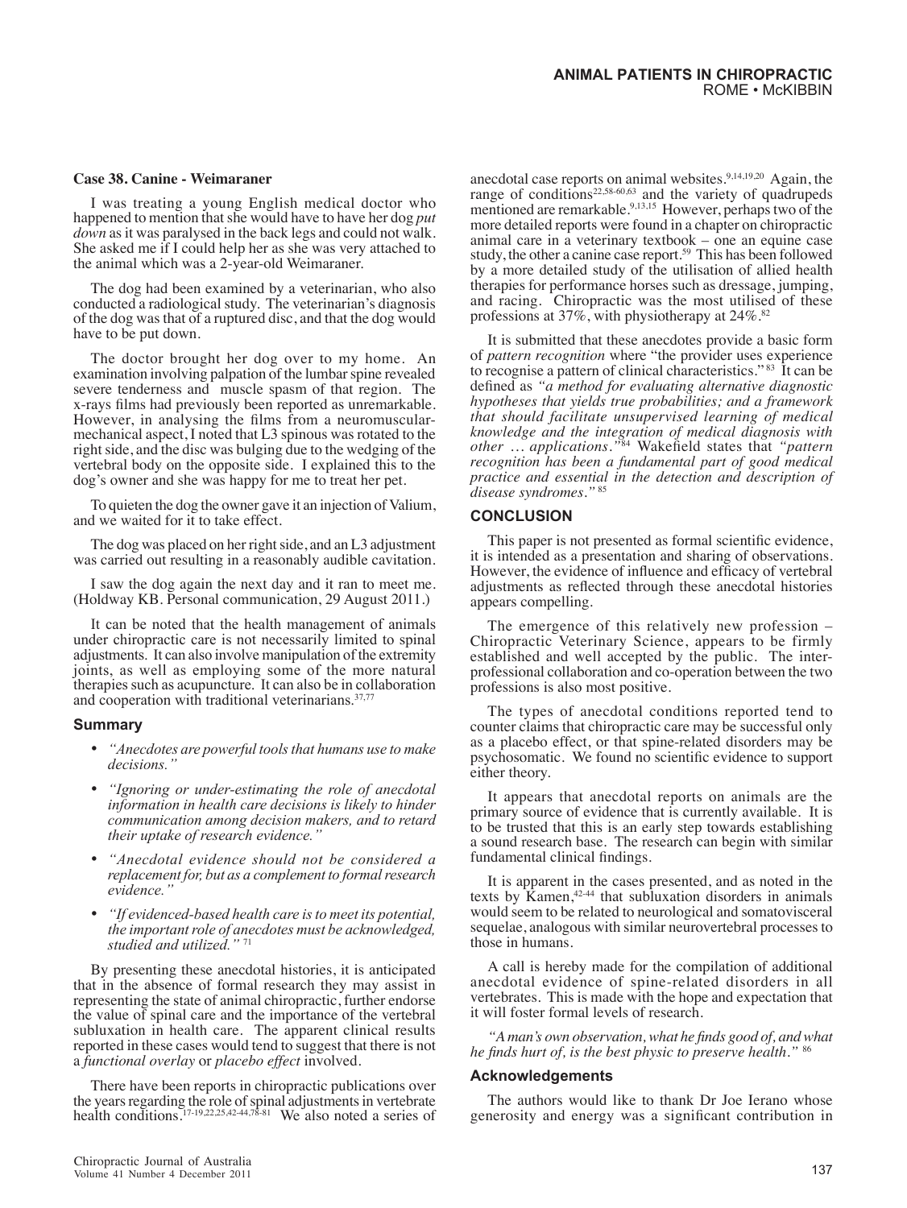### Case 38. Canine - Weimaraner

I was treating a young English medical doctor who happened to mention that she would have to have her dog *put down* as it was paralysed in the back legs and could not walk. She asked me if I could help her as she was very attached to the animal which was a 2-year-old Weimaraner.

The dog had been examined by a veterinarian, who also conducted a radiological study. The veterinarian's diagnosis of the dog was that of a ruptured disc, and that the dog would have to be put down.

The doctor brought her dog over to my home. An examination involving palpation of the lumbar spine revealed severe tenderness and muscle spasm of that region. The x-rays films had previously been reported as unremarkable. However, in analysing the films from a neuromuscular-mechanical aspect, I noted that L3 spinous was rotated to the right side, and the disc was bulging due to the wedging of the vertebral body on the opposite side. I explained this to the dog's owner and she was happy for me to treat her pet.

To quieten the dog the owner gave it an injection of Valium, and we waited for it to take effect.

The dog was placed on her right side, and an L3 adjustment was carried out resulting in a reasonably audible cavitation.

I saw the dog again the next day and it ran to meet me. (Holdway KB. Personal communication, 29 August 2011.)

It can be noted that the health management of animals under chiropractic care is not necessarily limited to spinal adjustments. It can also involve manipulation of the extremity joints, as well as employing some of the more natural therapies such as acupuncture. It can also be in collaboration and cooperation with traditional veterinarians.[37,77]

## Summary

- *"Anecdotes are powerful tools that humans use to make decisions."*
- *"Ignoring or under-estimating the role of anecdotal information in health care decisions is likely to hinder communication among decision makers, and to retard their uptake of research evidence."*
- *"Anecdotal evidence should not be considered a replacement for, but as a complement to formal research evidence."*
- *"If evidenced-based health care is to meet its potential, the important role of anecdotes must be acknowledged, studied and utilized."* [71]

By presenting these anecdotal histories, it is anticipated that in the absence of formal research they may assist in representing the state of animal chiropractic, further endorse the value of spinal care and the importance of the vertebral subluxation in health care. The apparent clinical results reported in these cases would tend to suggest that there is not a *functional overlay* or *placebo effect* involved.

There have been reports in chiropractic publications over the years regarding the role of spinal adjustments in vertebrate health conditions.[17-19,22,25,42-44,78-81] We also noted a series of anecdotal case reports on animal websites.[9,14,19,20] Again, the range of conditions[22,58-60,63] and the variety of quadrupeds mentioned are remarkable.[9,13,15] However, perhaps two of the more detailed reports were found in a chapter on chiropractic animal care in a veterinary textbook – one an equine case study, the other a canine case report.[59] This has been followed by a more detailed study of the utilisation of allied health therapies for performance horses such as dressage, jumping, and racing. Chiropractic was the most utilised of these professions at 37%, with physiotherapy at 24%.[82]

It is submitted that these anecdotes provide a basic form of *pattern recognition* where "the provider uses experience to recognise a pattern of clinical characteristics."[83] It can be defined as *"a method for evaluating alternative diagnostic hypotheses that yields true probabilities; and a framework that should facilitate unsupervised learning of medical knowledge and the integration of medical diagnosis with other … applications."*[84] Wakefield states that *"pattern recognition has been a fundamental part of good medical practice and essential in the detection and description of disease syndromes."*[85]

## CONCLUSION

This paper is not presented as formal scientific evidence, it is intended as a presentation and sharing of observations. However, the evidence of influence and efficacy of vertebral adjustments as reflected through these anecdotal histories appears compelling.

The emergence of this relatively new profession – Chiropractic Veterinary Science, appears to be firmly established and well accepted by the public. The inter-professional collaboration and co-operation between the two professions is also most positive.

The types of anecdotal conditions reported tend to counter claims that chiropractic care may be successful only as a placebo effect, or that spine-related disorders may be psychosomatic. We found no scientific evidence to support either theory.

It appears that anecdotal reports on animals are the primary source of evidence that is currently available. It is to be trusted that this is an early step towards establishing a sound research base. The research can begin with similar fundamental clinical findings.

It is apparent in the cases presented, and as noted in the texts by Kamen,[42-44] that subluxation disorders in animals would seem to be related to neurological and somatovisceral sequelae, analogous with similar neurovertebral processes to those in humans.

A call is hereby made for the compilation of additional anecdotal evidence of spine-related disorders in all vertebrates. This is made with the hope and expectation that it will foster formal levels of research.

*"A man's own observation, what he finds good of, and what he finds hurt of, is the best physic to preserve health."* [86]

## Acknowledgements

The authors would like to thank Dr Joe Ierano whose generosity and energy was a significant contribution in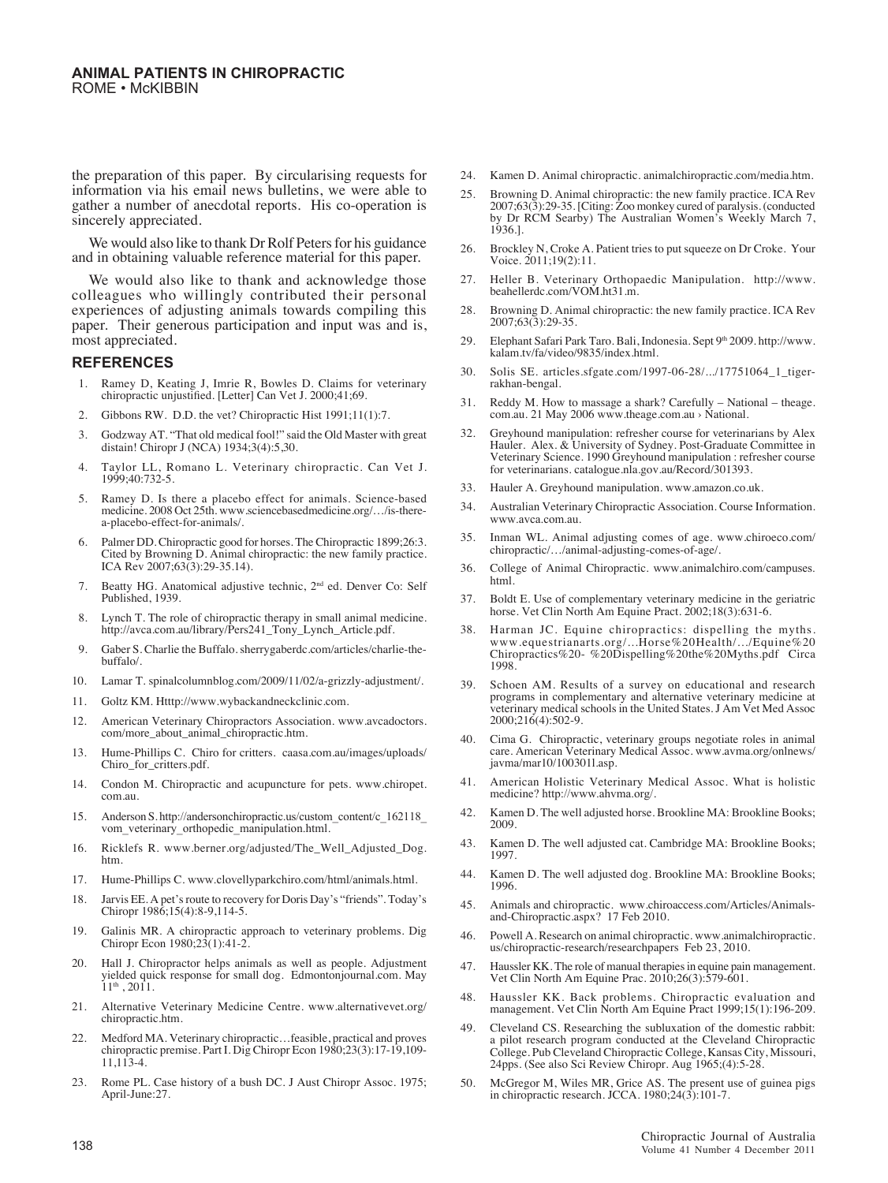the preparation of this paper. By circularising requests for information via his email news bulletins, we were able to gather a number of anecdotal reports. His co-operation is sincerely appreciated.

We would also like to thank Dr Rolf Peters for his guidance and in obtaining valuable reference material for this paper.

We would also like to thank and acknowledge those colleagues who willingly contributed their personal experiences of adjusting animals towards compiling this paper. Their generous participation and input was and is, most appreciated.

## REFERENCES

1. Ramey D, Keating J, Imrie R, Bowles D. Claims for veterinary chiropractic unjustified. [Letter] Can Vet J. 2000;41;69.
2. Gibbons RW. D.D. the vet? Chiropractic Hist 1991;11(1):7.
3. Godzway AT. "That old medical fool!" said the Old Master with great distain! Chiropr J (NCA) 1934;3(4):5,30.
4. Taylor LL, Romano L. Veterinary chiropractic. Can Vet J. 1999;40:732-5.
5. Ramey D. Is there a placebo effect for animals. Science-based medicine. 2008 Oct 25th. www.sciencebasedmedicine.org/…/is-there-a-placebo-effect-for-animals/.
6. Palmer DD. Chiropractic good for horses. The Chiropractic 1899;26:3. Cited by Browning D. Animal chiropractic: the new family practice. ICA Rev 2007;63(3):29-35.14).
7. Beatty HG. Anatomical adjustive technic, 2nd ed. Denver Co: Self Published, 1939.
8. Lynch T. The role of chiropractic therapy in small animal medicine. http://avca.com.au/library/Pers241_Tony_Lynch_Article.pdf.
9. Gaber S. Charlie the Buffalo. sherrygaberdc.com/articles/charlie-the-buffalo/.
10. Lamar T. spinalcolumnblog.com/2009/11/02/a-grizzly-adjustment/.
11. Goltz KM. Htttp://www.wybackandneckclinic.com.
12. American Veterinary Chiropractors Association. www.avcadoctors.com/more_about_animal_chiropractic.htm.
13. Hume-Phillips C. Chiro for critters. caasa.com.au/images/uploads/Chiro_for_critters.pdf.
14. Condon M. Chiropractic and acupuncture for pets. www.chiropet.com.au.
15. Anderson S. http://andersonchiropractic.us/custom_content/c_162118_vom_veterinary_orthopedic_manipulation.html.
16. Ricklefs R. www.berner.org/adjusted/The_Well_Adjusted_Dog.htm.
17. Hume-Phillips C. www.clovellyparkchiro.com/html/animals.html.
18. Jarvis EE. A pet's route to recovery for Doris Day's "friends". Today's Chiropr 1986;15(4):8-9,114-5.
19. Galinis MR. A chiropractic approach to veterinary problems. Dig Chiropr Econ 1980;23(1):41-2.
20. Hall J. Chiropractor helps animals as well as people. Adjustment yielded quick response for small dog. Edmontonjournal.com. May 11th, 2011.
21. Alternative Veterinary Medicine Centre. www.alternativet.org/chiropractic.htm.
22. Medford MA. Veterinary chiropractic…feasible, practical and proves chiropractic premise. Part I. Dig Chiropr Econ 1980;23(3):17-19,109-11,113-4.
23. Rome PL. Case history of a bush DC. J Aust Chiropr Assoc. 1975; April-June:27.
24. Kamen D. Animal chiropractic. animalchiropractic.com/media.htm.
25. Browning D. Animal chiropractic: the new family practice. ICA Rev 2007;63(3):29-35. [Citing: Zoo monkey cured of paralysis. (conducted by Dr RCM Searby) The Australian Women's Weekly March 7, 1936.].
26. Brockley N, Croke A. Patient tries to put squeeze on Dr Croke. Your Voice. 2011;19(2):11.
27. Heller B. Veterinary Orthopaedic Manipulation. http://www.beahellerdc.com/VOM.ht31.m.
28. Browning D. Animal chiropractic: the new family practice. ICA Rev 2007;63(3):29-35.
29. Elephant Safari Park Taro. Bali, Indonesia. Sept 9th 2009. http://www.kalam.tv/fa/video/9835/index.html.
30. Solis SE. articles.sfgate.com/1997-06-28/…/17751064_1_tiger-rakhan-bengal.
31. Reddy M. How to massage a shark? Carefully – National – theage.com.au. 21 May 2006 www.theage.com.au › National.
32. Greyhound manipulation: refresher course for veterinarians by Alex Hauler. Alex. & University of Sydney. Post-Graduate Committee in Veterinary Science. 1990 Greyhound manipulation : refresher course for veterinarians. catalogue.nla.gov.au/Record/301393.
33. Hauler A. Greyhound manipulation. www.amazon.co.uk.
34. Australian Veterinary Chiropractic Association. Course Information. www.avca.com.au.
35. Inman WL. Animal adjusting comes of age. www.chiroeco.com/chiropractic/…/animal-adjusting-comes-of-age/.
36. College of Animal Chiropractic. www.animalchiro.com/campuses.html.
37. Boldt E. Use of complementary veterinary medicine in the geriatric horse. Vet Clin North Am Equine Pract. 2002;18(3):631-6.
38. Harman JC. Equine chiropractics: dispelling the myths. www.equestrianarts.org/…Horse%20Health/…/Equine%20Chiropractics%20- %20Dispelling%20the%20Myths.pdf Circa 1998.
39. Schoen AM. Results of a survey on educational and research programs in complementary and alternative veterinary medicine at veterinary medical schools in the United States. J Am Vet Med Assoc 2000;216(4):502-9.
40. Cima G. Chiropractic, veterinary groups negotiate roles in animal care. American Veterinary Medical Assoc. www.avma.org/onlnews/javma/mar10/100301l.asp.
41. American Holistic Veterinary Medical Assoc. What is holistic medicine? http://www.ahvma.org/.
42. Kamen D. The well adjusted horse. Brookline MA: Brookline Books; 2009.
43. Kamen D. The well adjusted cat. Cambridge MA: Brookline Books; 1997.
44. Kamen D. The well adjusted dog. Brookline MA: Brookline Books; 1996.
45. Animals and chiropractic. www.chiroaccess.com/Articles/Animals-and-Chiropractic.aspx? 17 Feb 2010.
46. Powell A. Research on animal chiropractic. www.animalchiropractic.us/chiropractic-research/researchpapers Feb 23, 2010.
47. Haussler KK. The role of manual therapies in equine pain management. Vet Clin North Am Equine Prac. 2010;26(3):579-601.
48. Haussler KK. Back problems. Chiropractic evaluation and management. Vet Clin North Am Equine Pract 1999;15(1):196-209.
49. Cleveland CS. Researching the subluxation of the domestic rabbit: a pilot research program conducted at the Cleveland Chiropractic College. Pub Cleveland Chiropractic College, Kansas City, Missouri, 24pps. (See also Sci Review Chiropr. Aug 1965;(4):5-28.
50. McGregor M, Wiles MR, Grice AS. The present use of guinea pigs in chiropractic research. JCCA. 1980;24(3):101-7.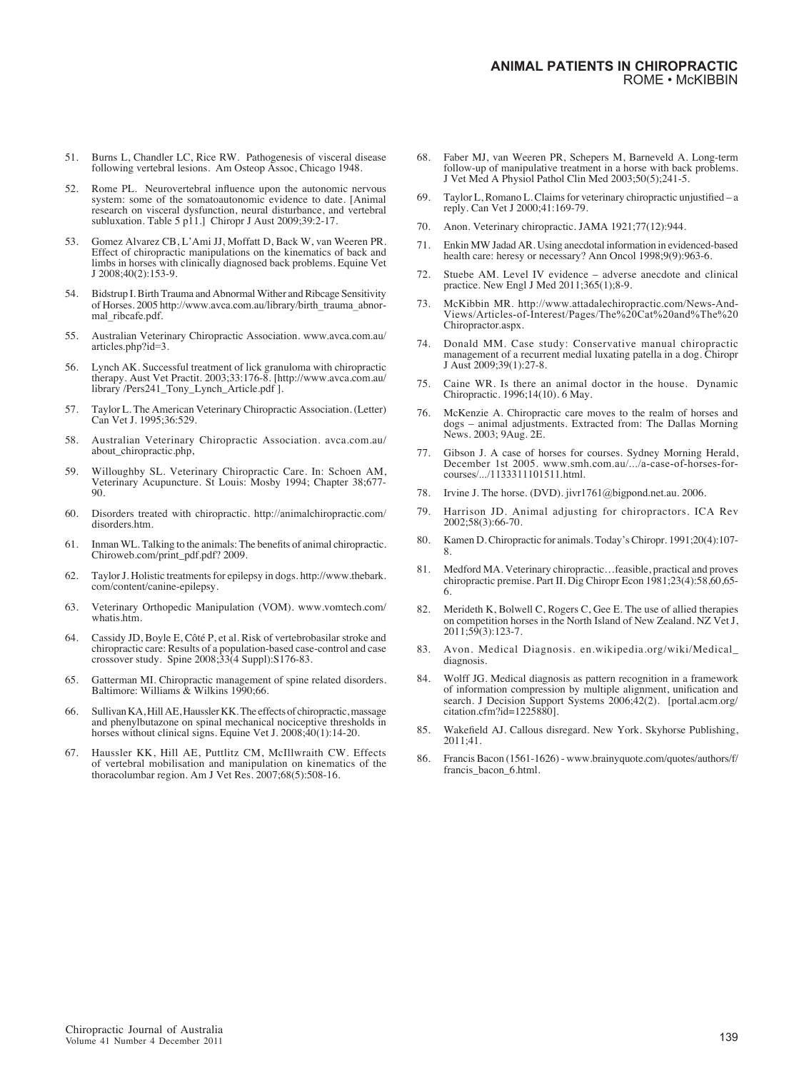51. Burns L, Chandler LC, Rice RW. Pathogenesis of visceral disease following vertebral lesions. Am Osteop Assoc, Chicago 1948.

52. Rome PL. Neurovertebral influence upon the autonomic nervous system: some of the somatoautonomic evidence to date. [Animal research on visceral dysfunction, neural disturbance, and vertebral subluxation. Table 5 p11.] Chiropr J Aust 2009;39:2-17.

53. Gomez Alvarez CB, L'Ami JJ, Moffatt D, Back W, van Weeren PR. Effect of chiropractic manipulations on the kinematics of back and limbs in horses with clinically diagnosed back problems. Equine Vet J 2008;40(2):153-9.

54. Bidstrup I. Birth Trauma and Abnormal Wither and Ribcage Sensitivity of Horses. 2005 http://www.avca.com.au/library/birth_trauma_abnormal_ribcafe.pdf.

55. Australian Veterinary Chiropractic Association. www.avca.com.au/articles.php?id=3.

56. Lynch AK. Successful treatment of lick granuloma with chiropractic therapy. Aust Vet Practit. 2003;33:176-8. [http://www.avca.com.au/library /Pers241_Tony_Lynch_Article.pdf ].

57. Taylor L. The American Veterinary Chiropractic Association. (Letter) Can Vet J. 1995;36:529.

58. Australian Veterinary Chiropractic Association. avca.com.au/about_chiropractic.php,

59. Willoughby SL. Veterinary Chiropractic Care. In: Schoen AM, Veterinary Acupuncture. St Louis: Mosby 1994; Chapter 38;677-90.

60. Disorders treated with chiropractic. http://animalchiropractic.com/disorders.htm.

61. Inman WL. Talking to the animals: The benefits of animal chiropractic. Chiroweb.com/print_pdf.pdf? 2009.

62. Taylor J. Holistic treatments for epilepsy in dogs. http://www.thebark.com/content/canine-epilepsy.

63. Veterinary Orthopedic Manipulation (VOM). www.vomtech.com/whatis.htm.

64. Cassidy JD, Boyle E, Côté P, et al. Risk of vertebrobasilar stroke and chiropractic care: Results of a population-based case-control and case crossover study. Spine 2008;33(4 Suppl):S176-83.

65. Gatterman MI. Chiropractic management of spine related disorders. Baltimore: Williams & Wilkins 1990;66.

66. Sullivan KA, Hill AE, Haussler KK. The effects of chiropractic, massage and phenylbutazone on spinal mechanical nociceptive thresholds in horses without clinical signs. Equine Vet J. 2008;40(1):14-20.

67. Haussler KK, Hill AE, Puttlitz CM, McIllwraith CW. Effects of vertebral mobilisation and manipulation on kinematics of the thoracolumbar region. Am J Vet Res. 2007;68(5):508-16.

68. Faber MJ, van Weeren PR, Schepers M, Barneveld A. Long-term follow-up of manipulative treatment in a horse with back problems. J Vet Med A Physiol Pathol Clin Med 2003;50(5);241-5.

69. Taylor L, Romano L. Claims for veterinary chiropractic unjustified – a reply. Can Vet J 2000;41:169-79.

70. Anon. Veterinary chiropractic. JAMA 1921;77(12):944.

71. Enkin MW Jadad AR. Using anecdotal information in evidenced-based health care: heresy or necessary? Ann Oncol 1998;9(9):963-6.

72. Stuebe AM. Level IV evidence – adverse anecdote and clinical practice. New Engl J Med 2011;365(1);8-9.

73. McKibbin MR. http://www.attadalechiropractic.com/News-And-Views/Articles-of-Interest/Pages/The%20Cat%20and%The%20Chiropractor.aspx.

74. Donald MM. Case study: Conservative manual chiropractic management of a recurrent medial luxating patella in a dog. Chiropr J Aust 2009;39(1):27-8.

75. Caine WR. Is there an animal doctor in the house. Dynamic Chiropractic. 1996;14(10). 6 May.

76. McKenzie A. Chiropractic care moves to the realm of horses and dogs – animal adjustments. Extracted from: The Dallas Morning News. 2003; 9Aug. 2E.

77. Gibson J. A case of horses for courses. Sydney Morning Herald, December 1st 2005. www.smh.com.au/.../a-case-of-horses-for-courses/.../1133311101511.html.

78. Irvine J. The horse. (DVD). jivr1761@bigpond.net.au. 2006.

79. Harrison JD. Animal adjusting for chiropractors. ICA Rev 2002;58(3):66-70.

80. Kamen D. Chiropractic for animals. Today's Chiropr. 1991;20(4):107-8.

81. Medford MA. Veterinary chiropractic…feasible, practical and proves chiropractic premise. Part II. Dig Chiropr Econ 1981;23(4):58,60,65-6.

82. Merideth K, Bolwell C, Rogers C, Gee E. The use of allied therapies on competition horses in the North Island of New Zealand. NZ Vet J, 2011;59(3):123-7.

83. Avon. Medical Diagnosis. en.wikipedia.org/wiki/Medical_diagnosis.

84. Wolff JG. Medical diagnosis as pattern recognition in a framework of information compression by multiple alignment, unification and search. J Decision Support Systems 2006;42(2). [portal.acm.org/citation.cfm?id=1225880].

85. Wakefield AJ. Callous disregard. New York. Skyhorse Publishing, 2011;41.

86. Francis Bacon (1561-1626) - www.brainyquote.com/quotes/authors/f/francis_bacon_6.html.